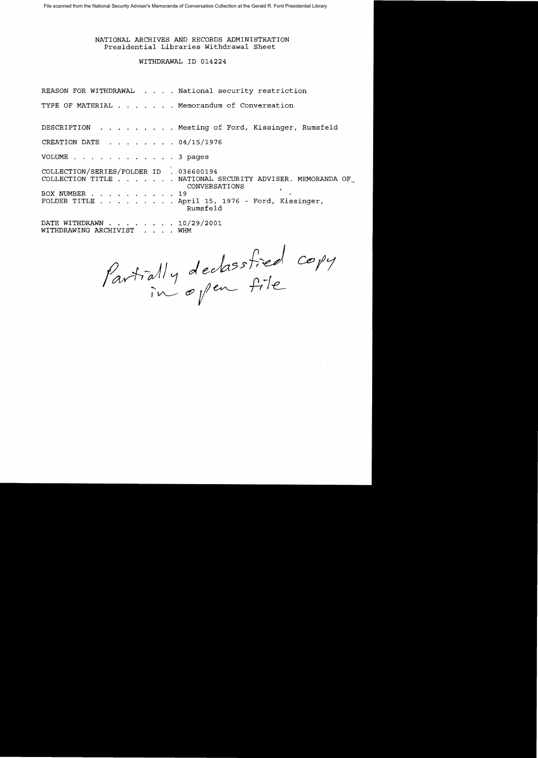File scanned from the National Security Adviser's Memoranda of Conversation Collection at the Gerald R. Ford Presidential Library

NATIONAL ARCHIVES AND RECORDS ADMINISTRATION
Presidential Libraries Withdrawal Sheet

WITHDRAWAL ID 014224

REASON FOR WITHDRAWAL . . . . National security restriction

TYPE OF MATERIAL . . . . . . . Memorandum of Conversation

DESCRIPTION . . . . . . . . . Meeting of Ford, Kissinger, Rumsfeld

CREATION DATE . . . . . . . . 04/15/1976

VOLUME . . . . . . . . . . . . 3 pages

COLLECTION/SERIES/FOLDER ID . 036600194
COLLECTION TITLE . . . . . . . NATIONAL SECURITY ADVISER. MEMORANDA OF CONVERSATIONS
BOX NUMBER . . . . . . . . . . 19
FOLDER TITLE . . . . . . . . . April 15, 1976 - Ford, Kissinger, Rumsfeld

DATE WITHDRAWN . . . . . . . . 10/29/2001
WITHDRAWING ARCHIVIST . . . . WHM

*Partially declassified copy in open file*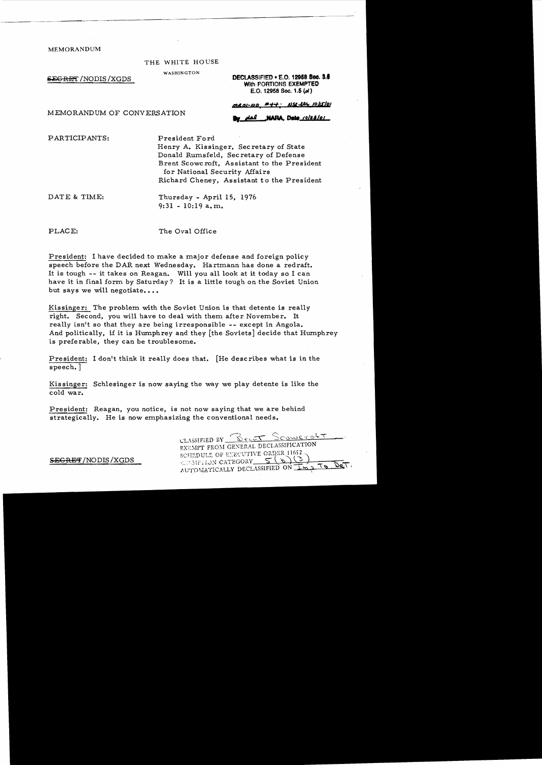MEMORANDUM

THE WHITE HOUSE

WASHINGTON

~~SECRET~~/NODIS/XGDS

DECLASSIFIED • E.O. 12958 Sec. 3.6
With PORTIONS EXEMPTED
E.O. 12958 Sec. 1.5 (d)

MR 01-100, #44; NSC ltr 10/15/01

By dal NARA, Date 10/23/01

MEMORANDUM OF CONVERSATION

PARTICIPANTS: President Ford
Henry A. Kissinger, Secretary of State
Donald Rumsfeld, Secretary of Defense
Brent Scowcroft, Assistant to the President for National Security Affairs
Richard Cheney, Assistant to the President

DATE & TIME: Thursday - April 15, 1976
9:31 - 10:19 a.m.

PLACE: The Oval Office

President: I have decided to make a major defense and foreign policy speech before the DAR next Wednesday. Hartmann has done a redraft. It is tough -- it takes on Reagan. Will you all look at it today so I can have it in final form by Saturday? It is a little tough on the Soviet Union but says we will negotiate....

Kissinger: The problem with the Soviet Union is that detente is really right. Second, you will have to deal with them after November. It really isn't so that they are being irresponsible -- except in Angola. And politically, if it is Humphrey and they [the Soviets] decide that Humphrey is preferable, they can be troublesome.

President: I don't think it really does that. [He describes what is in the speech.]

Kissinger: Schlesinger is now saying the way we play detente is like the cold war.

President: Reagan, you notice, is not now saying that we are behind strategically. He is now emphasizing the conventional needs.

CLASSIFIED BY Brent Scowcroft
EXEMPT FROM GENERAL DECLASSIFICATION
SCHEDULE OF EXECUTIVE ORDER 11652
EXEMPTION CATEGORY 5(b)(3)
AUTOMATICALLY DECLASSIFIED ON Imp To Det.

~~SECRET~~/NODIS/XGDS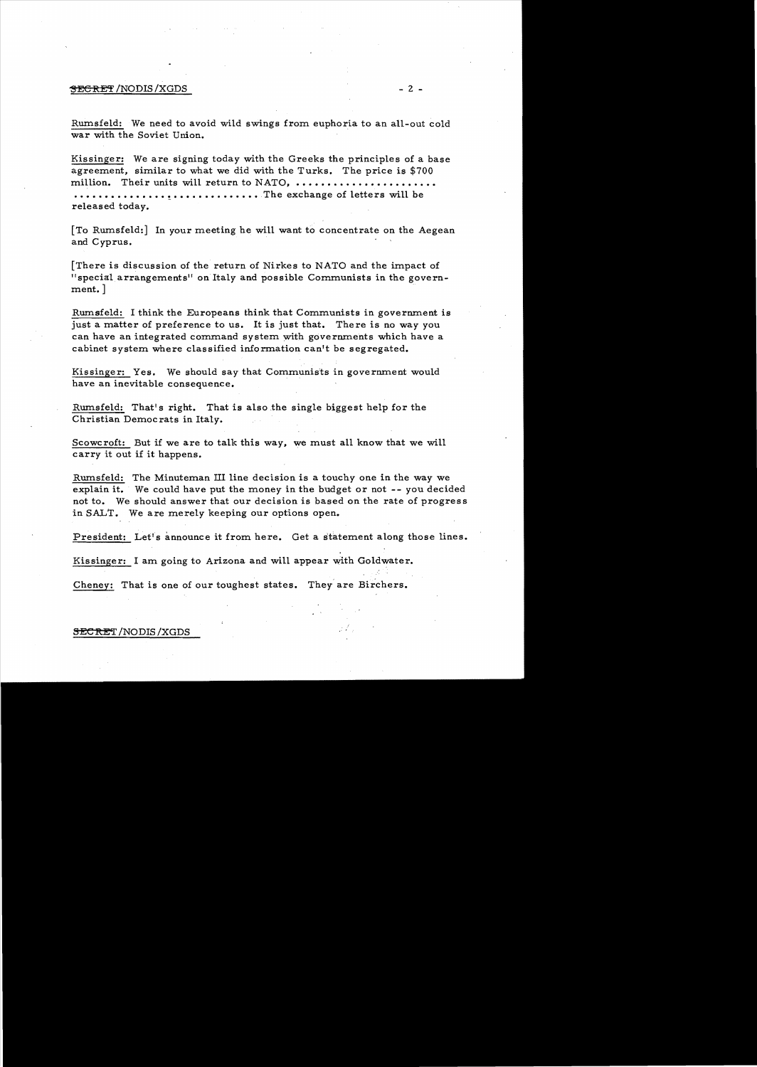Rumsfeld: We need to avoid wild swings from euphoria to an all-out cold war with the Soviet Union.

Kissinger: We are signing today with the Greeks the principles of a base agreement, similar to what we did with the Turks. The price is $700 million. Their units will return to NATO, ....................... .............................. The exchange of letters will be released today.

[To Rumsfeld:] In your meeting he will want to concentrate on the Aegean and Cyprus.

[There is discussion of the return of Nirkes to NATO and the impact of "special arrangements" on Italy and possible Communists in the government.]

Rumsfeld: I think the Europeans think that Communists in government is just a matter of preference to us. It is just that. There is no way you can have an integrated command system with governments which have a cabinet system where classified information can't be segregated.

Kissinger: Yes. We should say that Communists in government would have an inevitable consequence.

Rumsfeld: That's right. That is also the single biggest help for the Christian Democrats in Italy.

Scowcroft: But if we are to talk this way, we must all know that we will carry it out if it happens.

Rumsfeld: The Minuteman III line decision is a touchy one in the way we explain it. We could have put the money in the budget or not -- you decided not to. We should answer that our decision is based on the rate of progress in SALT. We are merely keeping our options open.

President: Let's announce it from here. Get a statement along those lines.

Kissinger: I am going to Arizona and will appear with Goldwater.

Cheney: That is one of our toughest states. They are Birchers.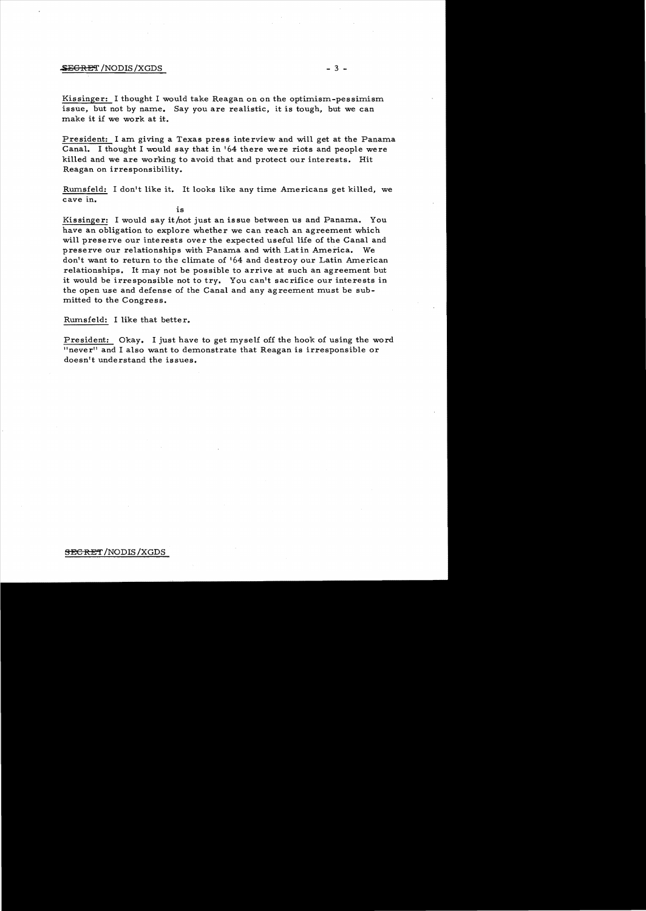Kissinger: I thought I would take Reagan on on the optimism-pessimism issue, but not by name. Say you are realistic, it is tough, but we can make it if we work at it.

President: I am giving a Texas press interview and will get at the Panama Canal. I thought I would say that in '64 there were riots and people were killed and we are working to avoid that and protect our interests. Hit Reagan on irresponsibility.

Rumsfeld: I don't like it. It looks like any time Americans get killed, we cave in.

Kissinger: I would say it is not just an issue between us and Panama. You have an obligation to explore whether we can reach an agreement which will preserve our interests over the expected useful life of the Canal and preserve our relationships with Panama and with Latin America. We don't want to return to the climate of '64 and destroy our Latin American relationships. It may not be possible to arrive at such an agreement but it would be irresponsible not to try. You can't sacrifice our interests in the open use and defense of the Canal and any agreement must be submitted to the Congress.

Rumsfeld: I like that better.

President: Okay. I just have to get myself off the hook of using the word "never" and I also want to demonstrate that Reagan is irresponsible or doesn't understand the issues.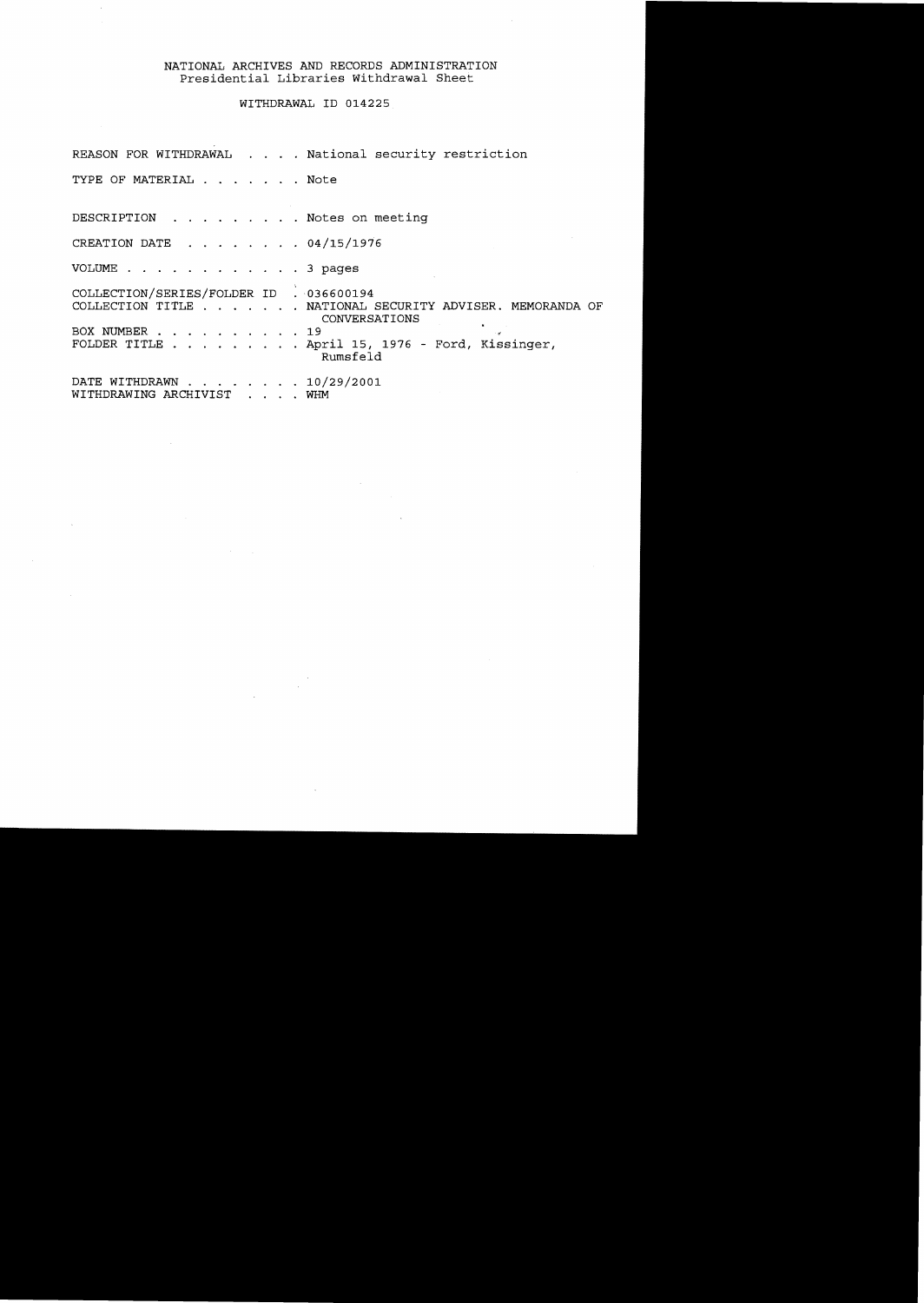NATIONAL ARCHIVES AND RECORDS ADMINISTRATION
Presidential Libraries Withdrawal Sheet

WITHDRAWAL ID 014225

REASON FOR WITHDRAWAL . . . . National security restriction

TYPE OF MATERIAL . . . . . . . Note

DESCRIPTION . . . . . . . . . Notes on meeting

CREATION DATE . . . . . . . . 04/15/1976

VOLUME . . . . . . . . . . . . 3 pages

COLLECTION/SERIES/FOLDER ID . 036600194
COLLECTION TITLE . . . . . . . NATIONAL SECURITY ADVISER. MEMORANDA OF CONVERSATIONS
BOX NUMBER . . . . . . . . . . 19
FOLDER TITLE . . . . . . . . . April 15, 1976 - Ford, Kissinger, Rumsfeld

DATE WITHDRAWN . . . . . . . . 10/29/2001
WITHDRAWING ARCHIVIST . . . . WHM